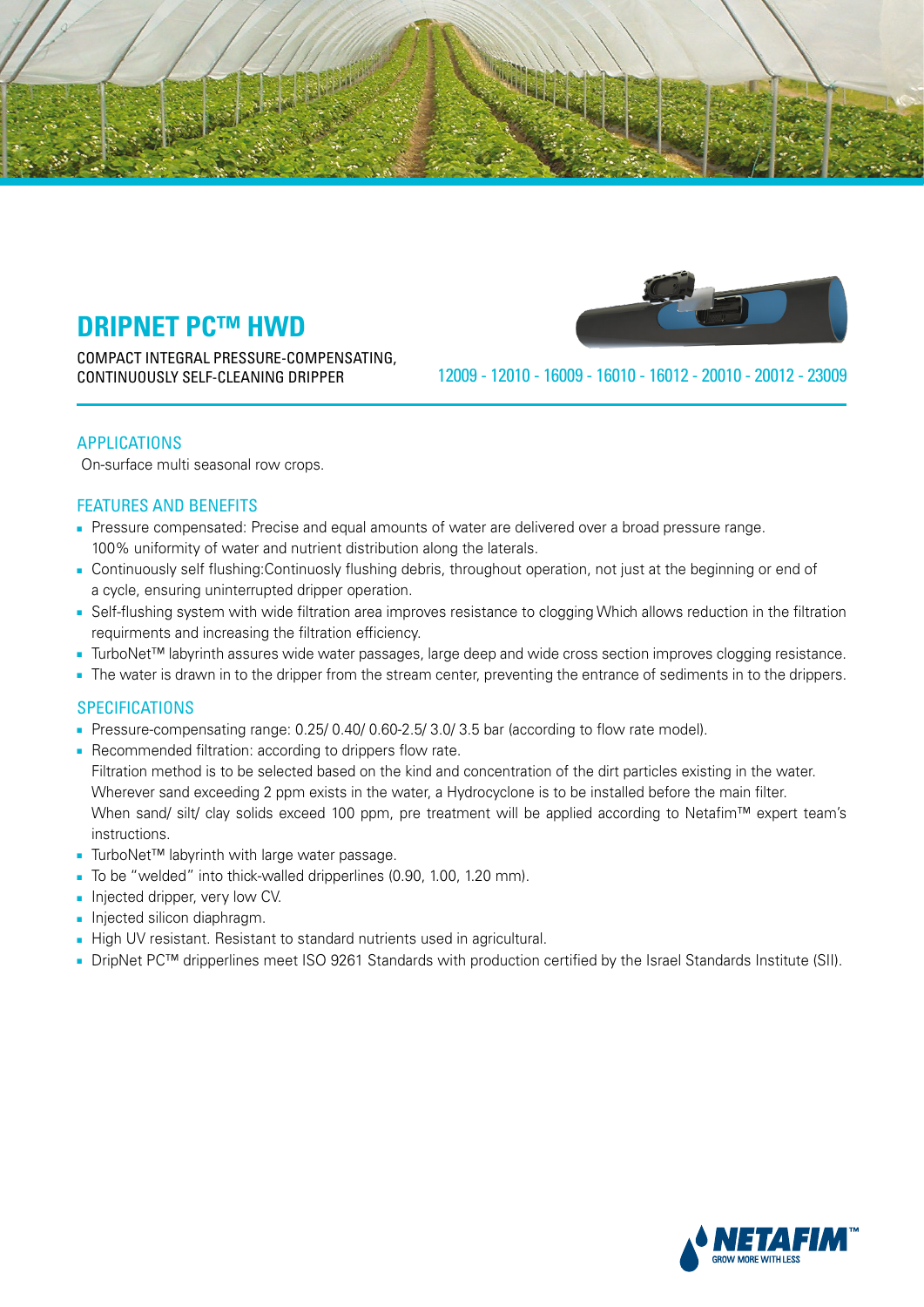# DRIPNET PC™ HWD

COMPACT INTEGRAL PRESSURE-COMPENSATING, CONTINUOUSLY SELF-CLEANING DRIPPER

12009 - 12010 - 16009 - 16010 - 16012 - 20010 - 20012 - 23009

## APPLICATIONS

On-surface multi seasonal row crops.

## FEATURES AND BENEFITS

- Pressure compensated: Precise and equal amounts of water are delivered over a broad pressure range. 100% uniformity of water and nutrient distribution along the laterals.
- Continuously self flushing:Continuosly flushing debris, throughout operation, not just at the beginning or end of a cycle, ensuring uninterrupted dripper operation.
- Self-flushing system with wide filtration area improves resistance to clogging Which allows reduction in the filtration requirments and increasing the filtration efficiency.
- TurboNet™ labyrinth assures wide water passages, large deep and wide cross section improves clogging resistance.
- The water is drawn in to the dripper from the stream center, preventing the entrance of sediments in to the drippers.

## SPECIFICATIONS

- Pressure-compensating range: 0.25/ 0.40/ 0.60-2.5/ 3.0/ 3.5 bar (according to flow rate model).
- Recommended filtration: according to drippers flow rate.
  Filtration method is to be selected based on the kind and concentration of the dirt particles existing in the water.
  Wherever sand exceeding 2 ppm exists in the water, a Hydrocyclone is to be installed before the main filter.
  When sand/ silt/ clay solids exceed 100 ppm, pre treatment will be applied according to Netafim™ expert team's instructions.
- TurboNet™ labyrinth with large water passage.
- To be "welded" into thick-walled dripperlines (0.90, 1.00, 1.20 mm).
- Injected dripper, very low CV.
- Injected silicon diaphragm.
- High UV resistant. Resistant to standard nutrients used in agricultural.
- DripNet PC™ dripperlines meet ISO 9261 Standards with production certified by the Israel Standards Institute (SII).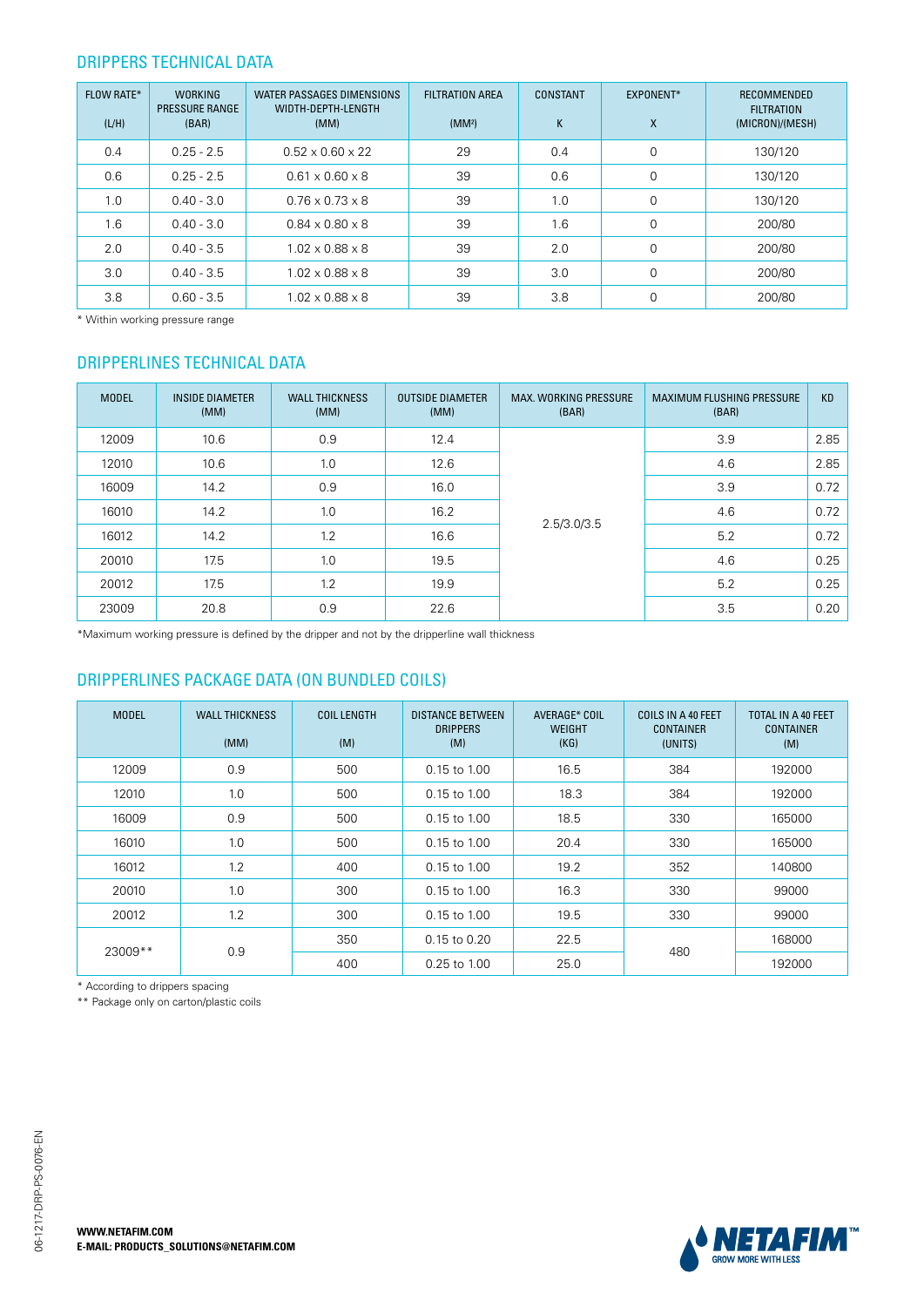## DRIPPERS TECHNICAL DATA

| FLOW RATE* (L/H) | WORKING PRESSURE RANGE (BAR) | WATER PASSAGES DIMENSIONS WIDTH-DEPTH-LENGTH (MM) | FILTRATION AREA (MM²) | CONSTANT K | EXPONENT* X | RECOMMENDED FILTRATION (MICRON)/(MESH) |
|---|---|---|---|---|---|---|
| 0.4 | 0.25 - 2.5 | 0.52 x 0.60 x 22 | 29 | 0.4 | 0 | 130/120 |
| 0.6 | 0.25 - 2.5 | 0.61 x 0.60 x 8 | 39 | 0.6 | 0 | 130/120 |
| 1.0 | 0.40 - 3.0 | 0.76 x 0.73 x 8 | 39 | 1.0 | 0 | 130/120 |
| 1.6 | 0.40 - 3.0 | 0.84 x 0.80 x 8 | 39 | 1.6 | 0 | 200/80 |
| 2.0 | 0.40 - 3.5 | 1.02 x 0.88 x 8 | 39 | 2.0 | 0 | 200/80 |
| 3.0 | 0.40 - 3.5 | 1.02 x 0.88 x 8 | 39 | 3.0 | 0 | 200/80 |
| 3.8 | 0.60 - 3.5 | 1.02 x 0.88 x 8 | 39 | 3.8 | 0 | 200/80 |

* Within working pressure range

## DRIPPERLINES TECHNICAL DATA

| MODEL | INSIDE DIAMETER (MM) | WALL THICKNESS (MM) | OUTSIDE DIAMETER (MM) | MAX. WORKING PRESSURE (BAR) | MAXIMUM FLUSHING PRESSURE (BAR) | KD |
|---|---|---|---|---|---|---|
| 12009 | 10.6 | 0.9 | 12.4 | 2.5/3.0/3.5 | 3.9 | 2.85 |
| 12010 | 10.6 | 1.0 | 12.6 | | 4.6 | 2.85 |
| 16009 | 14.2 | 0.9 | 16.0 | | 3.9 | 0.72 |
| 16010 | 14.2 | 1.0 | 16.2 | | 4.6 | 0.72 |
| 16012 | 14.2 | 1.2 | 16.6 | | 5.2 | 0.72 |
| 20010 | 17.5 | 1.0 | 19.5 | | 4.6 | 0.25 |
| 20012 | 17.5 | 1.2 | 19.9 | | 5.2 | 0.25 |
| 23009 | 20.8 | 0.9 | 22.6 | | 3.5 | 0.20 |

*Maximum working pressure is defined by the dripper and not by the dripperline wall thickness

## DRIPPERLINES PACKAGE DATA (ON BUNDLED COILS)

| MODEL | WALL THICKNESS (MM) | COIL LENGTH (M) | DISTANCE BETWEEN DRIPPERS (M) | AVERAGE* COIL WEIGHT (KG) | COILS IN A 40 FEET CONTAINER (UNITS) | TOTAL IN A 40 FEET CONTAINER (M) |
|---|---|---|---|---|---|---|
| 12009 | 0.9 | 500 | 0.15 to 1.00 | 16.5 | 384 | 192000 |
| 12010 | 1.0 | 500 | 0.15 to 1.00 | 18.3 | 384 | 192000 |
| 16009 | 0.9 | 500 | 0.15 to 1.00 | 18.5 | 330 | 165000 |
| 16010 | 1.0 | 500 | 0.15 to 1.00 | 20.4 | 330 | 165000 |
| 16012 | 1.2 | 400 | 0.15 to 1.00 | 19.2 | 352 | 140800 |
| 20010 | 1.0 | 300 | 0.15 to 1.00 | 16.3 | 330 | 99000 |
| 20012 | 1.2 | 300 | 0.15 to 1.00 | 19.5 | 330 | 99000 |
| 23009** | 0.9 | 350 | 0.15 to 0.20 | 22.5 | 480 | 168000 |
| | | 400 | 0.25 to 1.00 | 25.0 | | 192000 |

* According to drippers spacing

** Package only on carton/plastic coils

06-1217-DRP-PS-0076-EN

**WWW.NETAFIM.COM**
**E-MAIL: PRODUCTS_SOLUTIONS@NETAFIM.COM**

NETAFIM™ GROW MORE WITH LESS